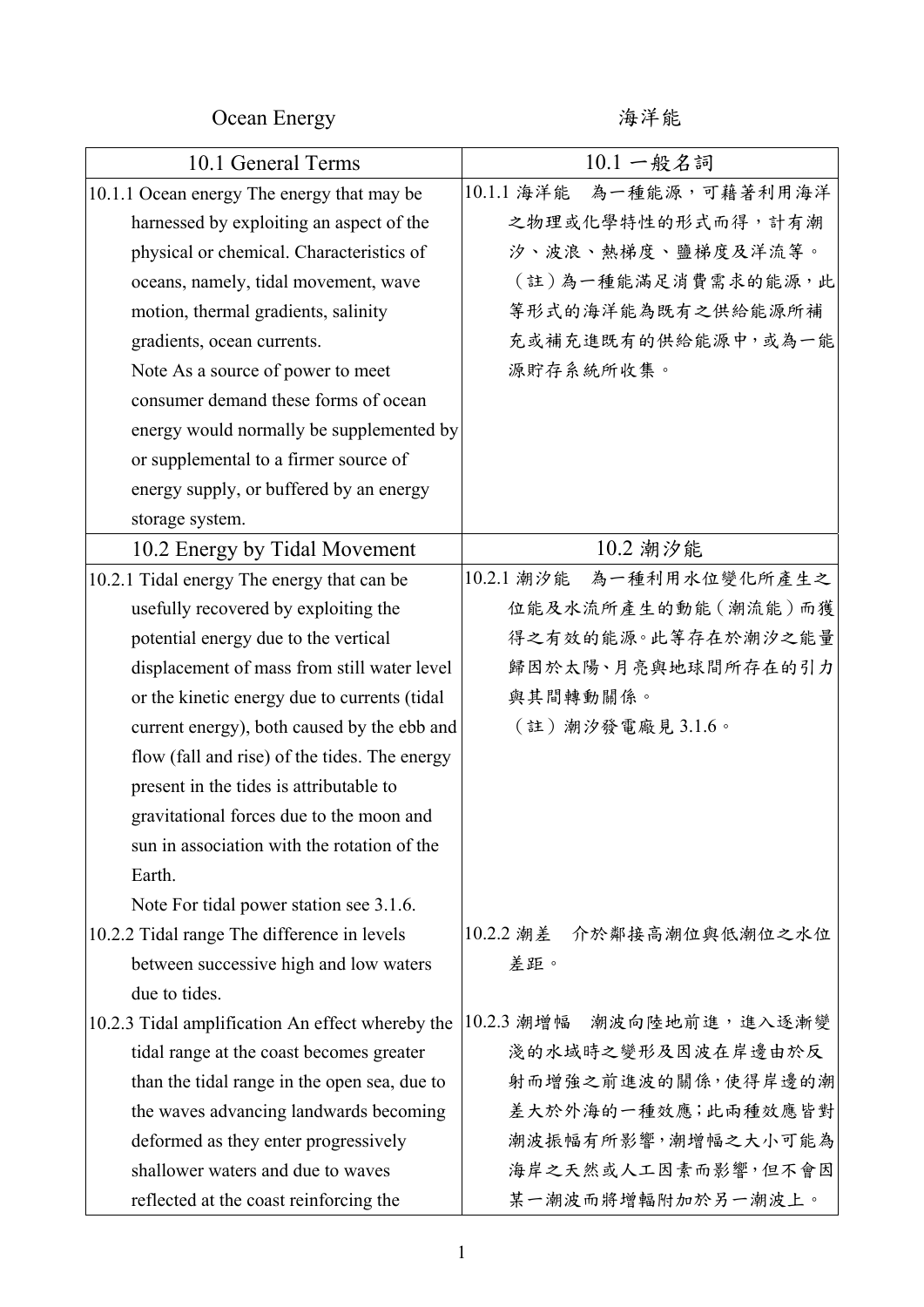| Ocean Energy | 海洋能 |
|---|---|
| 10.1 General Terms | 10.1 一般名詞 |
| 10.1.1 Ocean energy The energy that may be harnessed by exploiting an aspect of the physical or chemical. Characteristics of oceans, namely, tidal movement, wave motion, thermal gradients, salinity gradients, ocean currents.<br>Note As a source of power to meet consumer demand these forms of ocean energy would normally be supplemented by or supplemental to a firmer source of energy supply, or buffered by an energy storage system. | 10.1.1 海洋能　為一種能源，可藉著利用海洋之物理或化學特性的形式而得，計有潮汐、波浪、熱梯度、鹽梯度及洋流等。<br>（註）為一種能滿足消費需求的能源，此等形式的海洋能為既有之供給能源所補充或補充進既有的供給能源中，或為一能源貯存系統所收集。 |
| 10.2 Energy by Tidal Movement | 10.2 潮汐能 |
| 10.2.1 Tidal energy The energy that can be usefully recovered by exploiting the potential energy due to the vertical displacement of mass from still water level or the kinetic energy due to currents (tidal current energy), both caused by the ebb and flow (fall and rise) of the tides. The energy present in the tides is attributable to gravitational forces due to the moon and sun in association with the rotation of the Earth.<br>Note For tidal power station see 3.1.6. | 10.2.1 潮汐能　為一種利用水位變化所產生之位能及水流所產生的動能（潮流能）而獲得之有效的能源。此等存在於潮汐之能量歸因於太陽、月亮與地球間所存在的引力與其間轉動關係。<br>（註）潮汐發電廠見 3.1.6。 |
| 10.2.2 Tidal range The difference in levels between successive high and low waters due to tides. | 10.2.2 潮差　介於鄰接高潮位與低潮位之水位差距。 |
| 10.2.3 Tidal amplification An effect whereby the tidal range at the coast becomes greater than the tidal range in the open sea, due to the waves advancing landwards becoming deformed as they enter progressively shallower waters and due to waves reflected at the coast reinforcing the | 10.2.3 潮增幅　潮波向陸地前進，進入逐漸變淺的水域時之變形及因波在岸邊由於反射而增強之前進波的關係，使得岸邊的潮差大於外海的一種效應；此兩種效應皆對潮波振幅有所影響，潮增幅之大小可能為海岸之天然或人工因素而影響，但不會因某一潮波而將增輻附加於另一潮波上。 |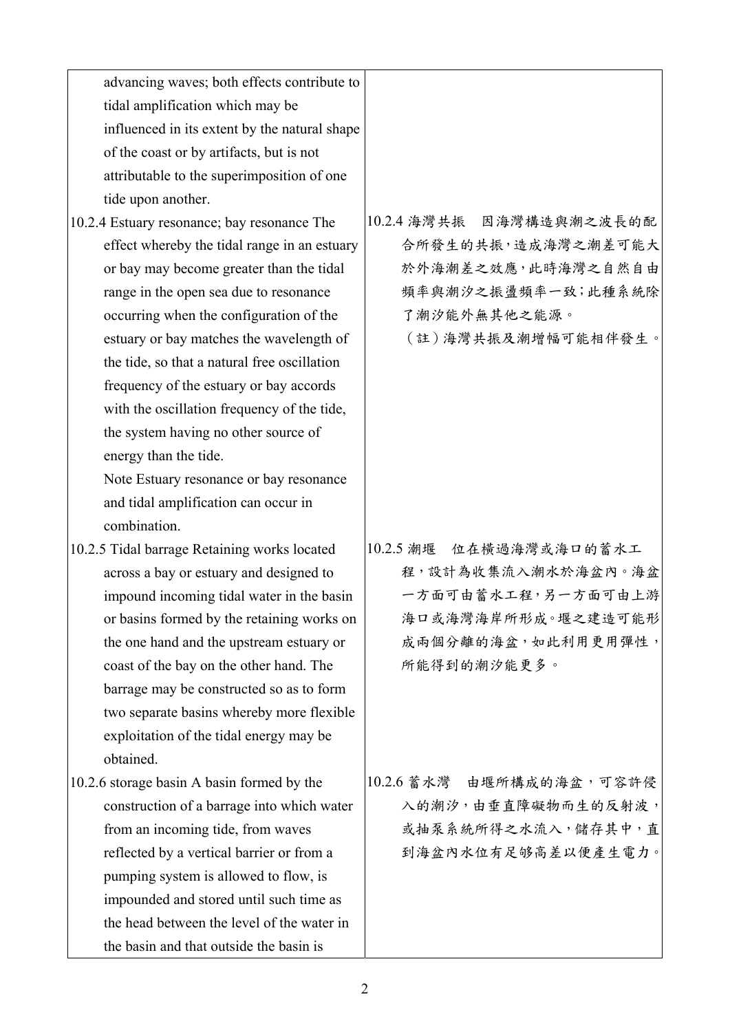| | |
|---|---|
| advancing waves; both effects contribute to tidal amplification which may be influenced in its extent by the natural shape of the coast or by artifacts, but is not attributable to the superimposition of one tide upon another. | |
| 10.2.4 Estuary resonance; bay resonance The effect whereby the tidal range in an estuary or bay may become greater than the tidal range in the open sea due to resonance occurring when the configuration of the estuary or bay matches the wavelength of the tide, so that a natural free oscillation frequency of the estuary or bay accords with the oscillation frequency of the tide, the system having no other source of energy than the tide.<br>Note Estuary resonance or bay resonance and tidal amplification can occur in combination. | 10.2.4 海灣共振　因海灣構造與潮之波長的配合所發生的共振，造成海灣之潮差可能大於外海潮差之效應，此時海灣之自然自由頻率與潮汐之振盪頻率一致；此種系統除了潮汐能外無其他之能源。<br>（註）海灣共振及潮增幅可能相伴發生。 |
| 10.2.5 Tidal barrage Retaining works located across a bay or estuary and designed to impound incoming tidal water in the basin or basins formed by the retaining works on the one hand and the upstream estuary or coast of the bay on the other hand. The barrage may be constructed so as to form two separate basins whereby more flexible exploitation of the tidal energy may be obtained. | 10.2.5 潮堰　位在橫過海灣或海口的蓄水工程，設計為收集流入潮水於海盆內。海盆一方面可由蓄水工程，另一方面可由上游海口或海灣海岸所形成。堰之建造可能形成兩個分離的海盆，如此利用更用彈性，所能得到的潮汐能更多。 |
| 10.2.6 storage basin A basin formed by the construction of a barrage into which water from an incoming tide, from waves reflected by a vertical barrier or from a pumping system is allowed to flow, is impounded and stored until such time as the head between the level of the water in the basin and that outside the basin is | 10.2.6 蓄水灣　由堰所構成的海盆，可容許侵入的潮汐，由垂直障礙物而生的反射波，或抽泵系統所得之水流入，儲存其中，直到海盆內水位有足夠高差以便產生電力。 |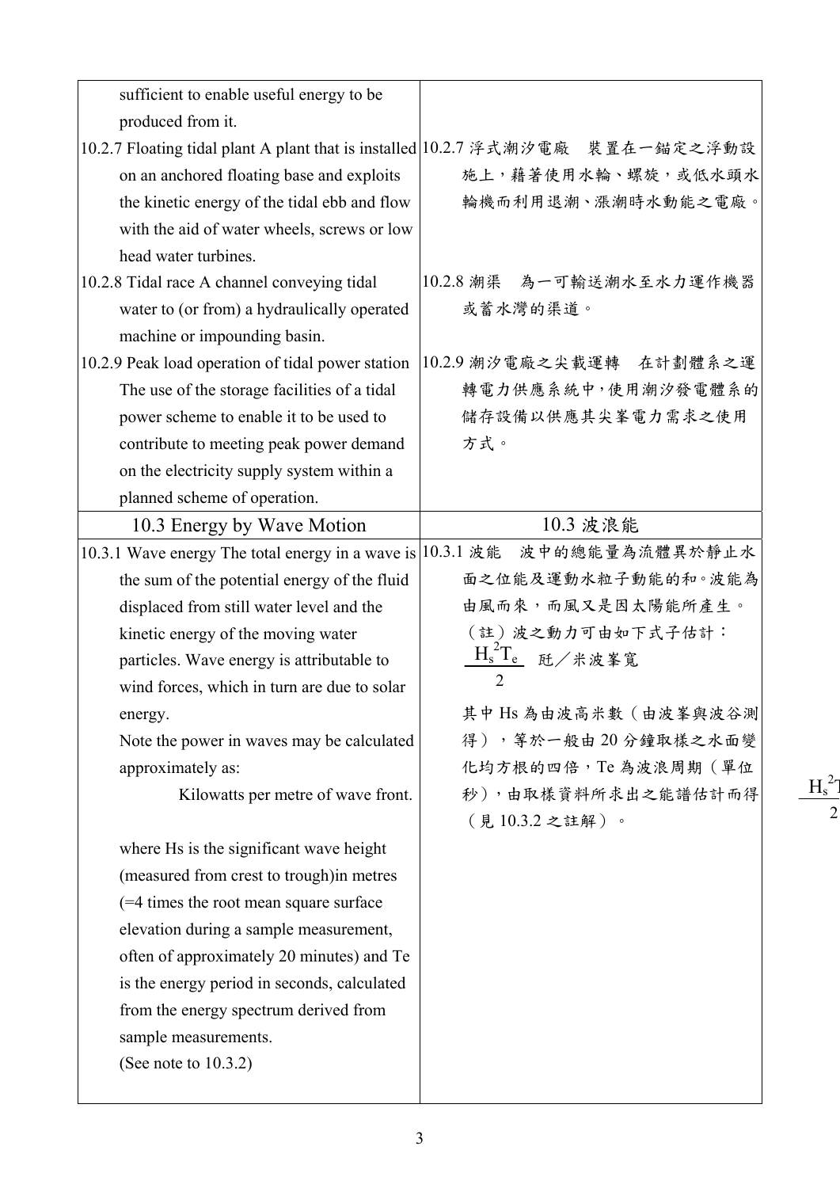| | |
|---|---|
| sufficient to enable useful energy to be produced from it. | |
| 10.2.7 Floating tidal plant A plant that is installed on an anchored floating base and exploits the kinetic energy of the tidal ebb and flow with the aid of water wheels, screws or low head water turbines. | 10.2.7 浮式潮汐電廠　裝置在一錨定之浮動設施上，藉著使用水輪、螺旋，或低水頭水輪機而利用退潮、漲潮時水動能之電廠。 |
| 10.2.8 Tidal race A channel conveying tidal water to (or from) a hydraulically operated machine or impounding basin. | 10.2.8 潮渠　為一可輸送潮水至水力運作機器或蓄水灣的渠道。 |
| 10.2.9 Peak load operation of tidal power station The use of the storage facilities of a tidal power scheme to enable it to be used to contribute to meeting peak power demand on the electricity supply system within a planned scheme of operation. | 10.2.9 潮汐電廠之尖載運轉　在計劃體系之運轉電力供應系統中，使用潮汐發電體系的儲存設備以供應其尖峯電力需求之使用方式。 |
| **10.3 Energy by Wave Motion** | **10.3 波浪能** |
| 10.3.1 Wave energy The total energy in a wave is the sum of the potential energy of the fluid displaced from still water level and the kinetic energy of the moving water particles. Wave energy is attributable to wind forces, which in turn are due to solar energy.<br>Note the power in waves may be calculated approximately as: $\frac{H_s^2 T_e}{2}$ Kilowatts per metre of wave front.<br>where Hs is the significant wave height (measured from crest to trough)in metres (=4 times the root mean square surface elevation during a sample measurement, often of approximately 20 minutes) and Te is the energy period in seconds, calculated from the energy spectrum derived from sample measurements.<br>(See note to 10.3.2) | 10.3.1 波能　波中的總能量為流體異於靜止水面之位能及運動水粒子動能的和。波能為由風而來，而風又是因太陽能所產生。<br>（註）波之動力可由如下式子估計：<br>$\frac{H_s^2 T_e}{2}$ 瓩／米波峯寬<br>其中 Hs 為由波高米數（由波峯與波谷測得），等於一般由 20 分鐘取樣之水面變化均方根的四倍，Te 為波浪周期（單位秒），由取樣資料所求出之能譜估計而得（見 10.3.2 之註解）。 |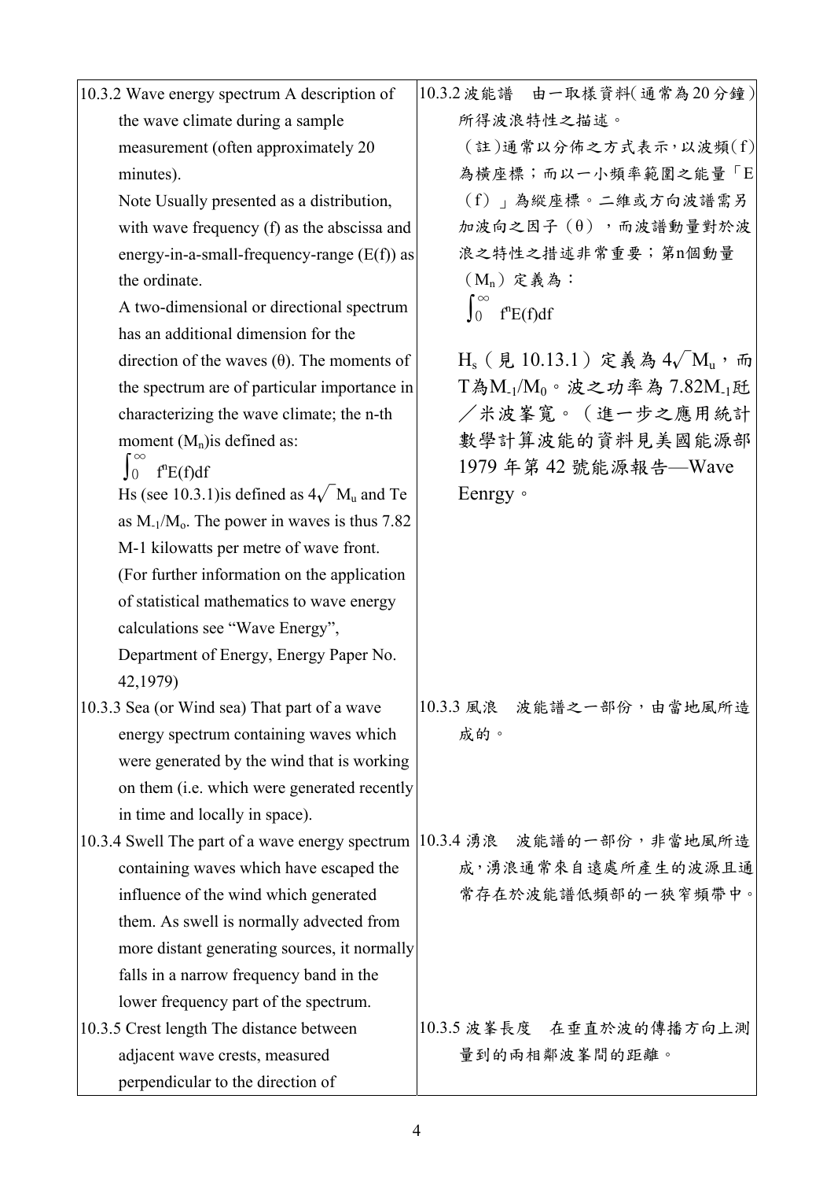| | |
|---|---|
| 10.3.2 Wave energy spectrum A description of the wave climate during a sample measurement (often approximately 20 minutes).<br>Note Usually presented as a distribution, with wave frequency (f) as the abscissa and energy-in-a-small-frequency-range (E(f)) as the ordinate.<br>A two-dimensional or directional spectrum has an additional dimension for the direction of the waves (θ). The moments of the spectrum are of particular importance in characterizing the wave climate; the n-th moment ($M_n$)is defined as:<br>$\int_0^\infty f^n E(f)df$<br>Hs (see 10.3.1)is defined as $4\sqrt{M_u}$ and Te as $M_{-1}/M_o$. The power in waves is thus 7.82 M-1 kilowatts per metre of wave front.<br>(For further information on the application of statistical mathematics to wave energy calculations see "Wave Energy", Department of Energy, Energy Paper No. 42,1979) | 10.3.2 波能譜　由一取樣資料(通常為20分鐘)所得波浪特性之描述。<br>(註)通常以分佈之方式表示，以波頻(f)為橫座標；而以一小頻率範圍之能量「E(f)」為縱座標。二維或方向波譜需另加波向之因子(θ)，而波譜動量對於波浪之特性之措述非常重要；第n個動量($M_n$)定義為：<br>$\int_0^\infty f^n E(f)df$<br>$H_s$(見 10.13.1)定義為 $4\sqrt{M_u}$，而T為$M_{-1}/M_0$。波之功率為 7.82$M_{-1}$瓩／米波峯寬。(進一步之應用統計數學計算波能的資料見美國能源部1979 年第 42 號能源報告—Wave Eenrgy。 |
| 10.3.3 Sea (or Wind sea) That part of a wave energy spectrum containing waves which were generated by the wind that is working on them (i.e. which were generated recently in time and locally in space). | 10.3.3 風浪　波能譜之一部份，由當地風所造成的。 |
| 10.3.4 Swell The part of a wave energy spectrum containing waves which have escaped the influence of the wind which generated them. As swell is normally advected from more distant generating sources, it normally falls in a narrow frequency band in the lower frequency part of the spectrum. | 10.3.4 湧浪　波能譜的一部份，非當地風所造成，湧浪通常來自遠處所產生的波源且通常存在於波能譜低頻部的一狹窄頻帶中。 |
| 10.3.5 Crest length The distance between adjacent wave crests, measured perpendicular to the direction of | 10.3.5 波峯長度　在垂直於波的傳播方向上測量到的兩相鄰波峯間的距離。 |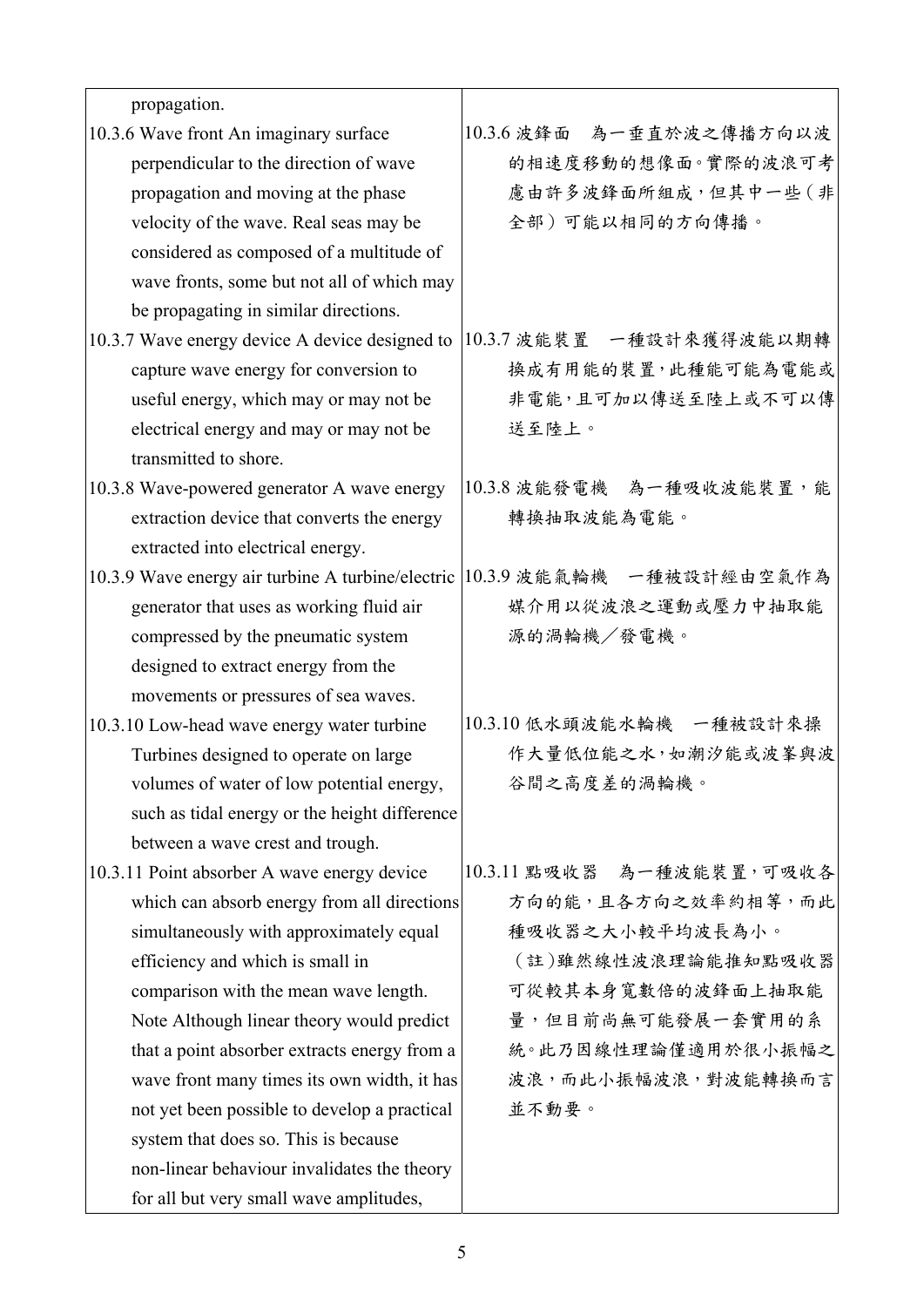| | |
|---|---|
| propagation. | |
| 10.3.6 Wave front An imaginary surface perpendicular to the direction of wave propagation and moving at the phase velocity of the wave. Real seas may be considered as composed of a multitude of wave fronts, some but not all of which may be propagating in similar directions. | 10.3.6 波鋒面　為一垂直於波之傳播方向以波的相速度移動的想像面。實際的波浪可考慮由許多波鋒面所組成，但其中一些（非全部）可能以相同的方向傳播。 |
| 10.3.7 Wave energy device A device designed to capture wave energy for conversion to useful energy, which may or may not be electrical energy and may or may not be transmitted to shore. | 10.3.7 波能裝置　一種設計來獲得波能以期轉換成有用能的裝置，此種能可能為電能或非電能，且可加以傳送至陸上或不可以傳送至陸上。 |
| 10.3.8 Wave-powered generator A wave energy extraction device that converts the energy extracted into electrical energy. | 10.3.8 波能發電機　為一種吸收波能裝置，能轉換抽取波能為電能。 |
| 10.3.9 Wave energy air turbine A turbine/electric generator that uses as working fluid air compressed by the pneumatic system designed to extract energy from the movements or pressures of sea waves. | 10.3.9 波能氣輪機　一種被設計經由空氣作為媒介用以從波浪之運動或壓力中抽取能源的渦輪機／發電機。 |
| 10.3.10 Low-head wave energy water turbine Turbines designed to operate on large volumes of water of low potential energy, such as tidal energy or the height difference between a wave crest and trough. | 10.3.10 低水頭波能水輪機　一種被設計來操作大量低位能之水，如潮汐能或波峯與波谷間之高度差的渦輪機。 |
| 10.3.11 Point absorber A wave energy device which can absorb energy from all directions simultaneously with approximately equal efficiency and which is small in comparison with the mean wave length. Note Although linear theory would predict that a point absorber extracts energy from a wave front many times its own width, it has not yet been possible to develop a practical system that does so. This is because non-linear behaviour invalidates the theory for all but very small wave amplitudes, | 10.3.11 點吸收器　為一種波能裝置，可吸收各方向的能，且各方向之效率約相等，而此種吸收器之大小較平均波長為小。<br>（註）雖然線性波浪理論能推知點吸收器可從較其本身寬數倍的波鋒面上抽取能量，但目前尚無可能發展一套實用的系統。此乃因線性理論僅適用於很小振幅之波浪，而此小振幅波浪，對波能轉換而言並不動要。 |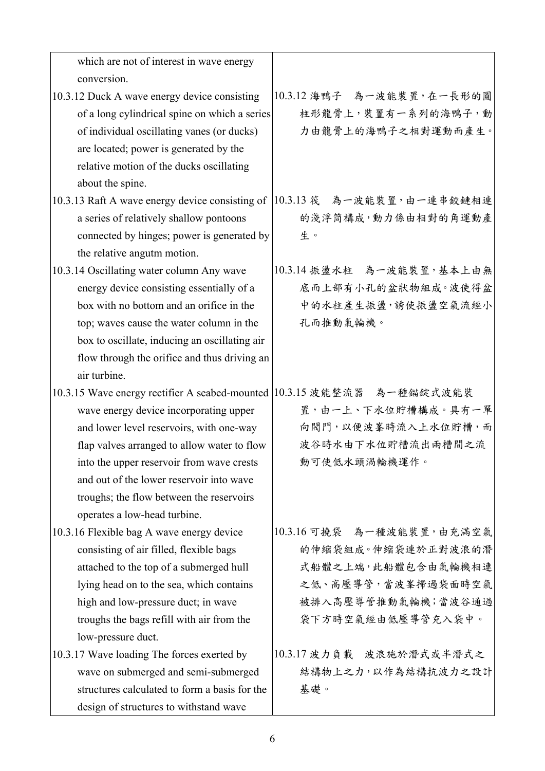| | |
|---|---|
| which are not of interest in wave energy conversion. | |
| 10.3.12 Duck A wave energy device consisting of a long cylindrical spine on which a series of individual oscillating vanes (or ducks) are located; power is generated by the relative motion of the ducks oscillating about the spine. | 10.3.12 海鴨子　為一波能裝置，在一長形的圓柱形龍骨上，裝置有一系列的海鴨子，動力由龍骨上的海鴨子之相對運動而產生。 |
| 10.3.13 Raft A wave energy device consisting of a series of relatively shallow pontoons connected by hinges; power is generated by the relative angutm motion. | 10.3.13 筏　為一波能裝置，由一連串鉸鏈相連的淺浮筒構成，動力係由相對的角運動產生。 |
| 10.3.14 Oscillating water column Any wave energy device consisting essentially of a box with no bottom and an orifice in the top; waves cause the water column in the box to oscillate, inducing an oscillating air flow through the orifice and thus driving an air turbine. | 10.3.14 振盪水柱　為一波能裝置，基本上由無底而上部有小孔的盒狀物組成。波使得盒中的水柱產生振盪，誘使振盪空氣流經小孔而推動氣輪機。 |
| 10.3.15 Wave energy rectifier A seabed-mounted wave energy device incorporating upper and lower level reservoirs, with one-way flap valves arranged to allow water to flow into the upper reservoir from wave crests and out of the lower reservoir into wave troughs; the flow between the reservoirs operates a low-head turbine. | 10.3.15 波能整流器　為一種錨錠式波能裝置，由一上、下水位貯槽構成。具有一單向閥門，以便波峯時流入上水位貯槽，而波谷時水由下水位貯槽流出兩槽間之流動可使低水頭渦輪機運作。 |
| 10.3.16 Flexible bag A wave energy device consisting of air filled, flexible bags attached to the top of a submerged hull lying head on to the sea, which contains high and low-pressure duct; in wave troughs the bags refill with air from the low-pressure duct. | 10.3.16 可撓袋　為一種波能裝置，由充滿空氣的伸縮袋組成。伸縮袋連於正對波浪的潛式船體之上端，此船體包含由氣輪機相連之低、高壓導管，當波峯掃過袋面時空氣被排入高壓導管推動氣輪機；當波谷通過袋下方時空氣經由低壓導管充入袋中。 |
| 10.3.17 Wave loading The forces exerted by wave on submerged and semi-submerged structures calculated to form a basis for the design of structures to withstand wave | 10.3.17 波力負載　波浪施於潛式或半潛式之結構物上之力，以作為結構抗波力之設計基礎。 |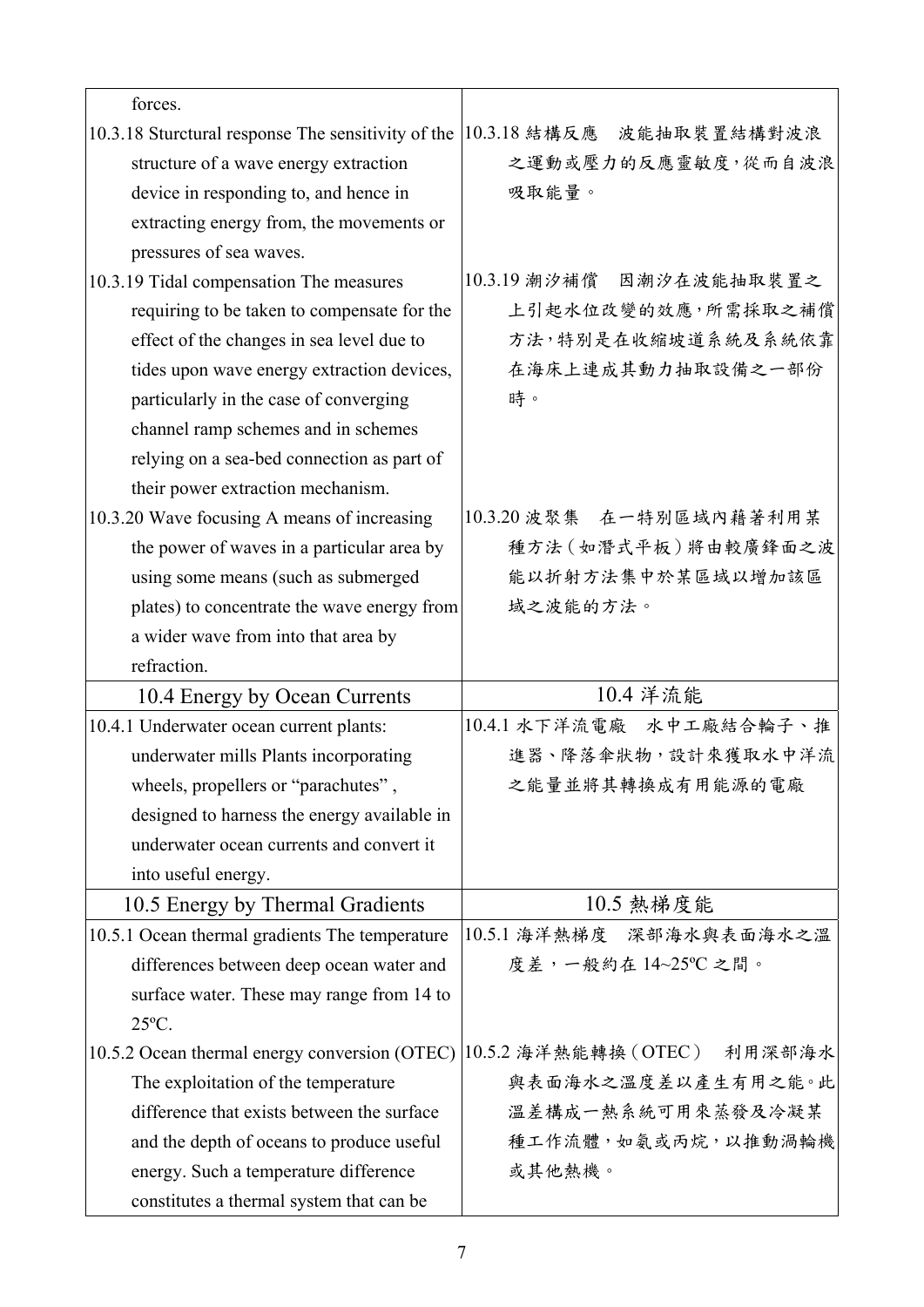| | |
|---|---|
| forces. | |
| 10.3.18 Sturctural response The sensitivity of the structure of a wave energy extraction device in responding to, and hence in extracting energy from, the movements or pressures of sea waves. | 10.3.18 結構反應　波能抽取裝置結構對波浪之運動或壓力的反應靈敏度，從而自波浪吸取能量。 |
| 10.3.19 Tidal compensation The measures requiring to be taken to compensate for the effect of the changes in sea level due to tides upon wave energy extraction devices, particularly in the case of converging channel ramp schemes and in schemes relying on a sea-bed connection as part of their power extraction mechanism. | 10.3.19 潮汐補償　因潮汐在波能抽取裝置之上引起水位改變的效應，所需採取之補償方法，特別是在收縮坡道系統及系統依靠在海床上連成其動力抽取設備之一部份時。 |
| 10.3.20 Wave focusing A means of increasing the power of waves in a particular area by using some means (such as submerged plates) to concentrate the wave energy from a wider wave from into that area by refraction. | 10.3.20 波聚集　在一特別區域內藉著利用某種方法（如潛式平板）將由較廣鋒面之波能以折射方法集中於某區域以增加該區域之波能的方法。 |
| **10.4 Energy by Ocean Currents** | **10.4 洋流能** |
| 10.4.1 Underwater ocean current plants: underwater mills Plants incorporating wheels, propellers or "parachutes", designed to harness the energy available in underwater ocean currents and convert it into useful energy. | 10.4.1 水下洋流電廠　水中工廠結合輪子、推進器、降落傘狀物，設計來獲取水中洋流之能量並將其轉換成有用能源的電廠 |
| **10.5 Energy by Thermal Gradients** | **10.5 熱梯度能** |
| 10.5.1 Ocean thermal gradients The temperature differences between deep ocean water and surface water. These may range from 14 to 25ºC. | 10.5.1 海洋熱梯度　深部海水與表面海水之溫度差，一般約在 14~25ºC 之間。 |
| 10.5.2 Ocean thermal energy conversion (OTEC) The exploitation of the temperature difference that exists between the surface and the depth of oceans to produce useful energy. Such a temperature difference constitutes a thermal system that can be | 10.5.2 海洋熱能轉換（OTEC）　利用深部海水與表面海水之溫度差以產生有用之能。此溫差構成一熱系統可用來蒸發及冷凝某種工作流體，如氨或丙烷，以推動渦輪機或其他熱機。 |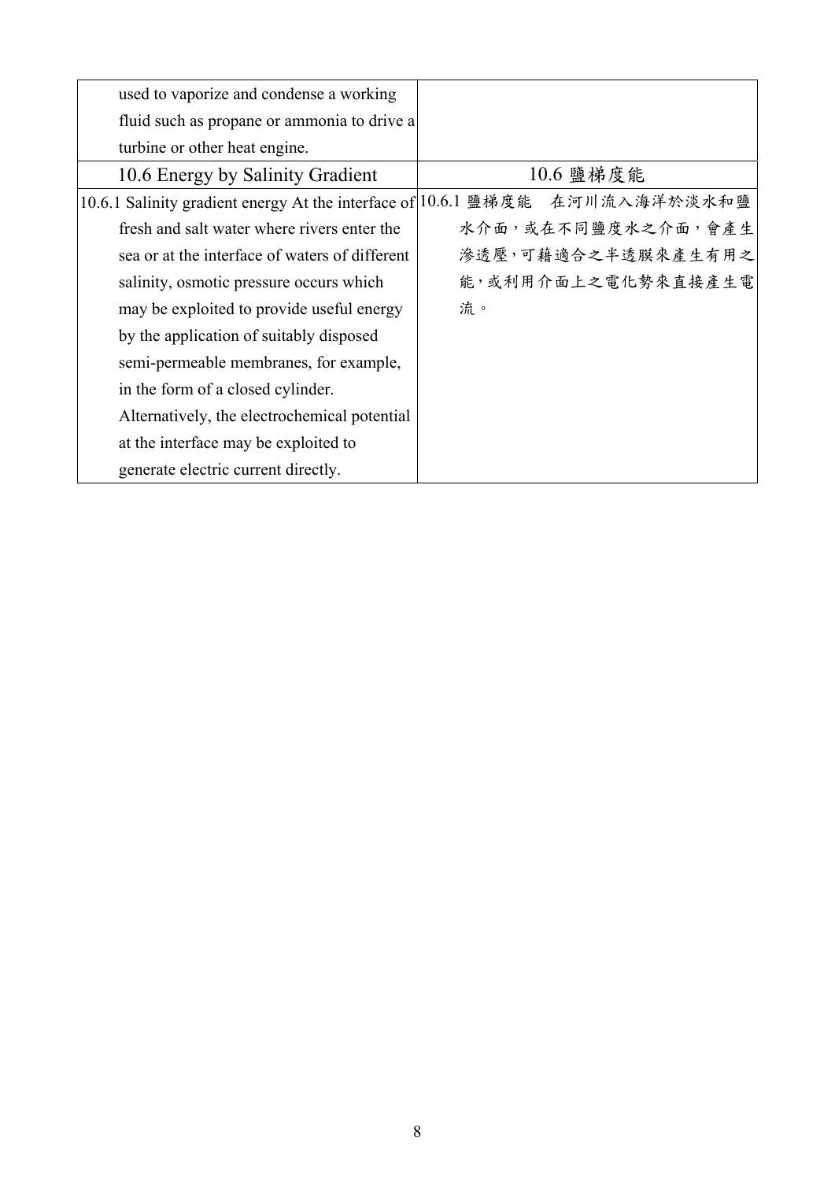| | |
|---|---|
| used to vaporize and condense a working fluid such as propane or ammonia to drive a turbine or other heat engine. | |
| 10.6 Energy by Salinity Gradient | 10.6 鹽梯度能 |
| 10.6.1 Salinity gradient energy At the interface of fresh and salt water where rivers enter the sea or at the interface of waters of different salinity, osmotic pressure occurs which may be exploited to provide useful energy by the application of suitably disposed semi-permeable membranes, for example, in the form of a closed cylinder. Alternatively, the electrochemical potential at the interface may be exploited to generate electric current directly. | 10.6.1 鹽梯度能　在河川流入海洋於淡水和鹽水介面，或在不同鹽度水之介面，會產生滲透壓，可藉適合之半透膜來產生有用之能，或利用介面上之電化勢來直接產生電流。 |